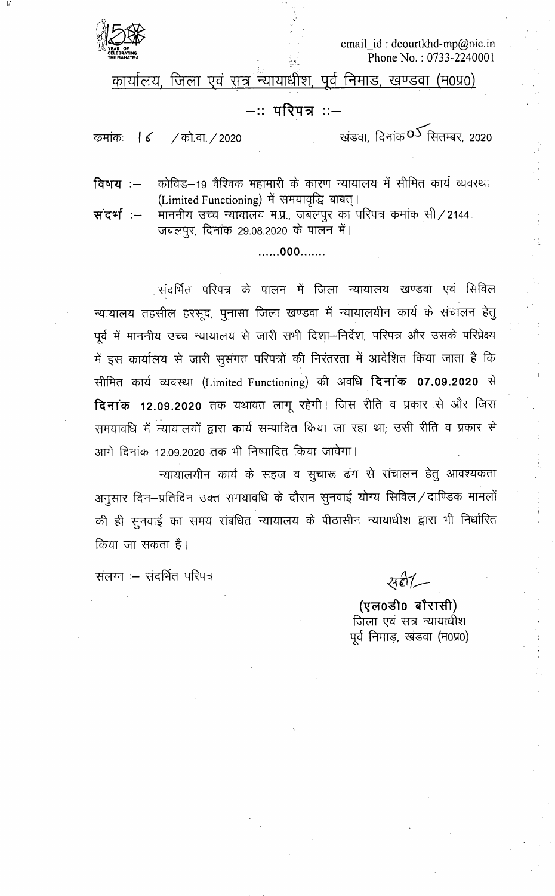email_id : dcourtkhd-mp@nic.in
Phone No. : 0733-2240001

## कार्यालय, जिला एवं सत्र न्यायाधीश, पूर्व निमाड़, खण्डवा (म0प्र0)

### —:: परिपत्र ::—

क्रमांकः 16 / को.वा. / 2020 खंडवा, दिनांक 05 सितम्बर, 2020

**विषय :—** कोविड—19 वैश्विक महामारी के कारण न्यायालय में सीमित कार्य व्यवस्था (Limited Functioning) में समयावृद्धि बाबत्।

**संदर्भ :—** माननीय उच्च न्यायालय म.प्र., जबलपुर का परिपत्र क्रमांक सी / 2144. जबलपुर, दिनांक 29.08.2020 के पालन में।

......000.......

संदर्भित परिपत्र के पालन में जिला न्यायालय खण्डवा एवं सिविल न्यायालय तहसील हरसूद, पुनासा जिला खण्डवा में न्यायालयीन कार्य के संचालन हेतु पूर्व में माननीय उच्च न्यायालय से जारी सभी दिशा—निर्देश, परिपत्र और उसके परिप्रेक्ष्य में इस कार्यालय से जारी सुसंगत परिपत्रों की निरंतरता में आदेशित किया जाता है कि सीमित कार्य व्यवस्था (Limited Functioning) की अवधि **दिनांक 07.09.2020** से **दिनांक 12.09.2020** तक यथावत लागू रहेगी। जिस रीति व प्रकार से और जिस समयावधि में न्यायालयों द्वारा कार्य सम्पादित किया जा रहा था; उसी रीति व प्रकार से आगे दिनांक 12.09.2020 तक भी निष्पादित किया जावेगा।

न्यायालयीन कार्य के सहज व सुचारू ढंग से संचालन हेतु आवश्यकता अनुसार दिन—प्रतिदिन उक्त समयावधि के दौरान सुनवाई योग्य सिविल / दाण्डिक मामलों की ही सुनवाई का समय संबंधित न्यायालय के पीठासीन न्यायाधीश द्वारा भी निर्धारित किया जा सकता है।

संलग्न :— संदर्भित परिपत्र

सही/—

**(एल0डी0 बौरासी)**
जिला एवं सत्र न्यायाधीश
पूर्व निमाड़, खंडवा (म0प्र0)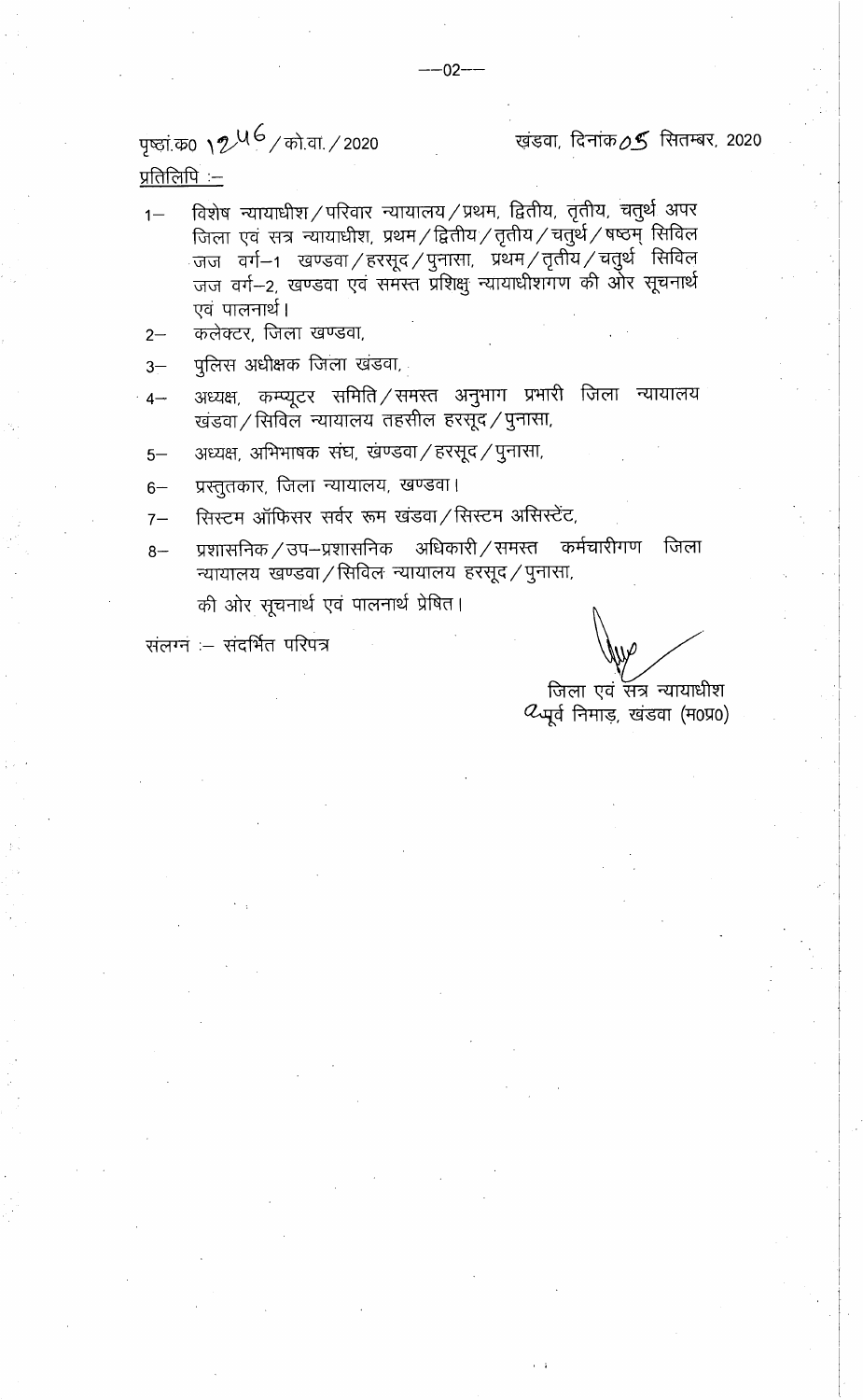पृष्ठां.क्र0 1246 / को.वा. / 2020 खंडवा, दिनांक 05 सितम्बर, 2020

प्रतिलिपि :–

1– विशेष न्यायाधीश / परिवार न्यायालय / प्रथम, द्वितीय, तृतीय, चतुर्थ अपर जिला एवं सत्र न्यायाधीश, प्रथम / द्वितीय / तृतीय / चतुर्थ / षष्ठम् सिविल जज वर्ग–1 खण्डवा / हरसूद / पुनासा, प्रथम / तृतीय / चतुर्थ सिविल जज वर्ग–2, खण्डवा एवं समस्त प्रशिक्षु न्यायाधीशगण की ओर सूचनार्थ एवं पालनार्थ।

2– कलेक्टर, जिला खण्डवा,

3– पुलिस अधीक्षक जिला खंडवा,

4– अध्यक्ष, कम्प्यूटर समिति / समस्त अनुभाग प्रभारी जिला न्यायालय खंडवा / सिविल न्यायालय तहसील हरसूद / पुनासा,

5– अध्यक्ष, अभिभाषक संघ, खंण्डवा / हरसूद / पुनासा,

6– प्रस्तुतकार, जिला न्यायालय, खण्डवा।

7– सिस्टम ऑफिसर सर्वर रूम खंडवा / सिस्टम असिस्टेंट,

8– प्रशासनिक / उप–प्रशासनिक अधिकारी / समस्त कर्मचारीगण जिला न्यायालय खण्डवा / सिविल न्यायालय हरसूद / पुनासा,

की ओर सूचनार्थ एवं पालनार्थ प्रेषित।

संलग्न :– संदर्भित परिपत्र

जिला एवं सत्र न्यायाधीश
पूर्व निमाड़, खंडवा (म0प्र0)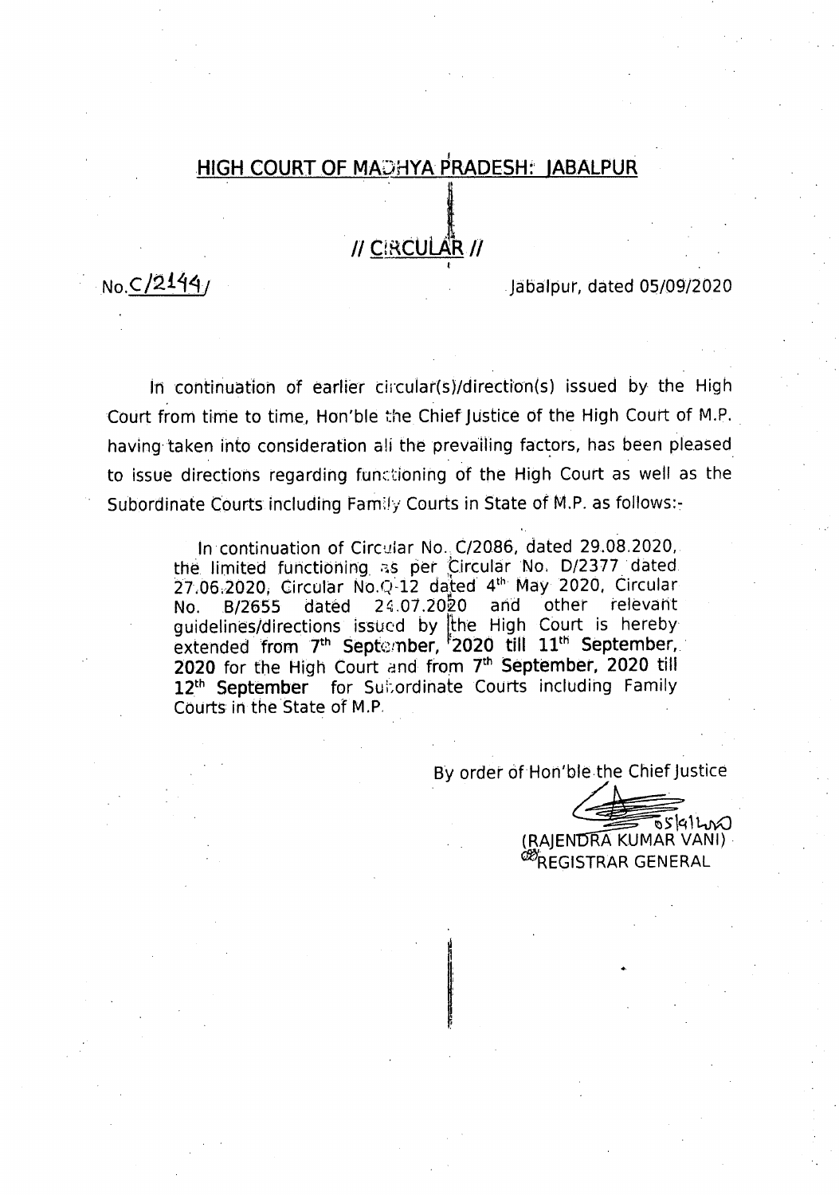# HIGH COURT OF MADHYA PRADESH: JABALPUR

## // CIRCULAR //

No. C/2144/ Jabalpur, dated 05/09/2020

In continuation of earlier circular(s)/direction(s) issued by the High Court from time to time, Hon'ble the Chief Justice of the High Court of M.P. having taken into consideration all the prevailing factors, has been pleased to issue directions regarding functioning of the High Court as well as the Subordinate Courts including Family Courts in State of M.P. as follows:-

> In continuation of Circular No. C/2086, dated 29.08.2020, the limited functioning as per Circular No. D/2377 dated 27.06.2020, Circular No.Q-12 dated 4th May 2020, Circular No. B/2655 dated 24.07.2020 and other relevant guidelines/directions issued by the High Court is hereby extended **from 7th September, 2020 till 11th September, 2020** for the High Court and **from 7th September, 2020 till 12th September** for Subordinate Courts including Family Courts in the State of M.P.

By order of Hon'ble the Chief Justice

05/9/2020

(RAJENDRA KUMAR VANI)
REGISTRAR GENERAL